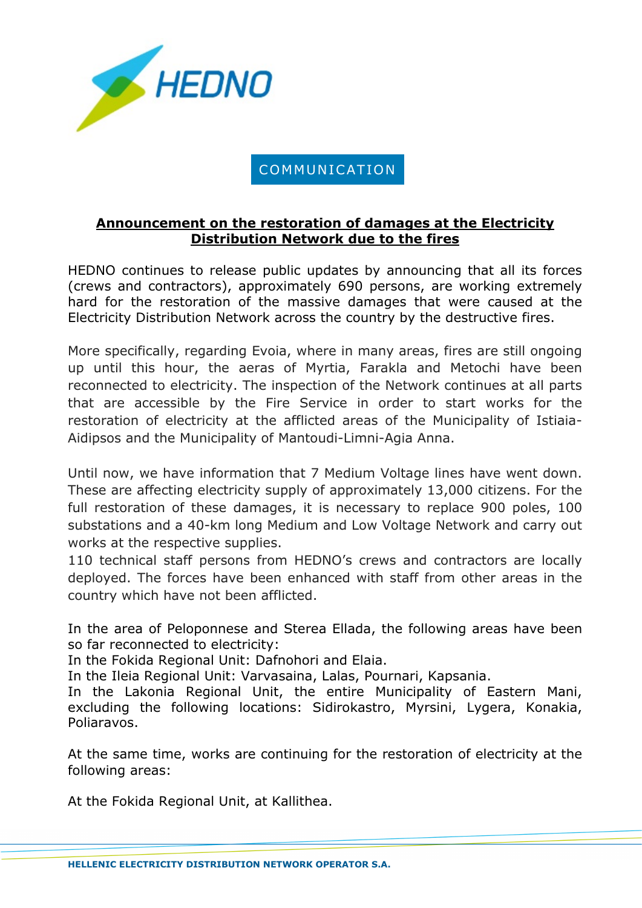HEDNO

COMMUNICATION

**Announcement on the restoration of damages at the Electricity Distribution Network due to the fires**

HEDNO continues to release public updates by announcing that all its forces (crews and contractors), approximately 690 persons, are working extremely hard for the restoration of the massive damages that were caused at the Electricity Distribution Network across the country by the destructive fires.

More specifically, regarding Evoia, where in many areas, fires are still ongoing up until this hour, the aeras of Myrtia, Farakla and Metochi have been reconnected to electricity. The inspection of the Network continues at all parts that are accessible by the Fire Service in order to start works for the restoration of electricity at the afflicted areas of the Municipality of Istiaia-Aidipsos and the Municipality of Mantoudi-Limni-Agia Anna.

Until now, we have information that 7 Medium Voltage lines have went down. These are affecting electricity supply of approximately 13,000 citizens. For the full restoration of these damages, it is necessary to replace 900 poles, 100 substations and a 40-km long Medium and Low Voltage Network and carry out works at the respective supplies.
110 technical staff persons from HEDNO's crews and contractors are locally deployed. The forces have been enhanced with staff from other areas in the country which have not been afflicted.

In the area of Peloponnese and Sterea Ellada, the following areas have been so far reconnected to electricity:
In the Fokida Regional Unit: Dafnohori and Elaia.
In the Ileia Regional Unit: Varvasaina, Lalas, Pournari, Kapsania.
In the Lakonia Regional Unit, the entire Municipality of Eastern Mani, excluding the following locations: Sidirokastro, Myrsini, Lygera, Konakia, Poliaravos.

At the same time, works are continuing for the restoration of electricity at the following areas:

At the Fokida Regional Unit, at Kallithea.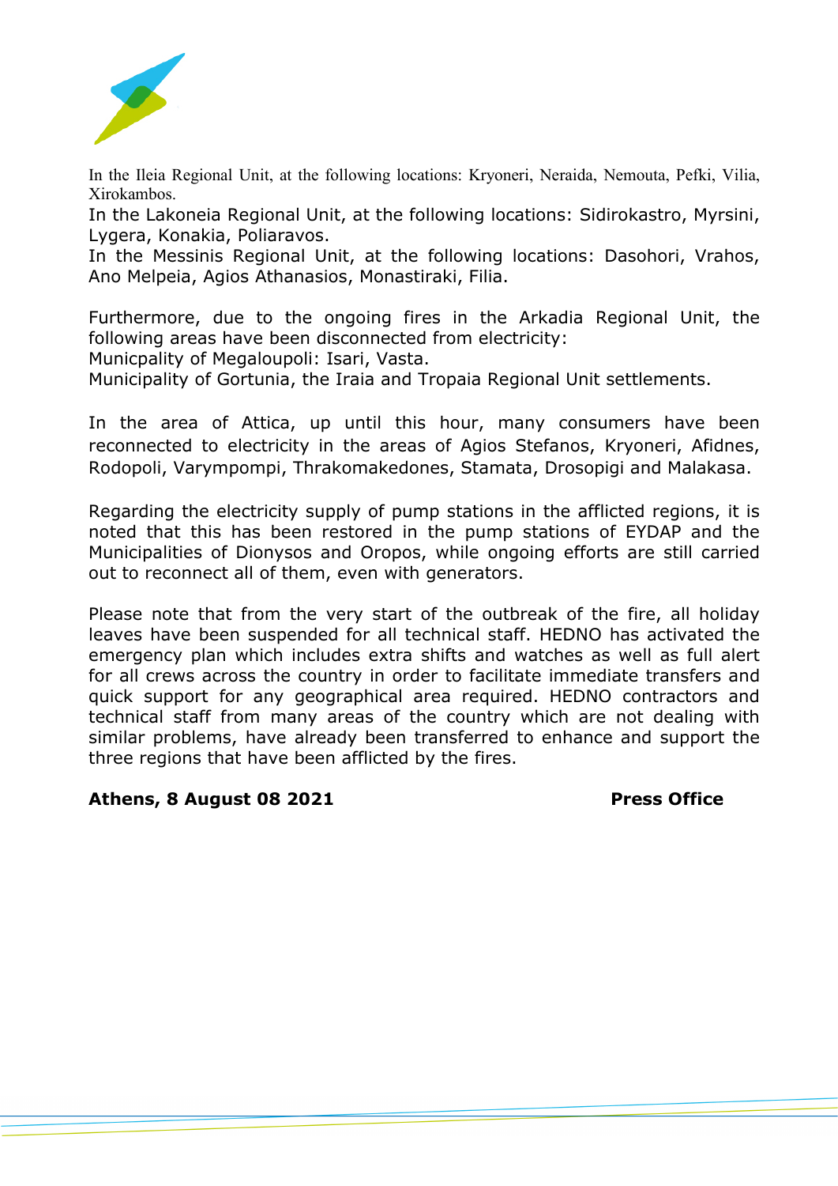In the Ileia Regional Unit, at the following locations: Kryoneri, Neraida, Nemouta, Pefki, Vilia, Xirokambos.
In the Lakoneia Regional Unit, at the following locations: Sidirokastro, Myrsini, Lygera, Konakia, Poliaravos.
In the Messinis Regional Unit, at the following locations: Dasohori, Vrahos, Ano Melpeia, Agios Athanasios, Monastiraki, Filia.

Furthermore, due to the ongoing fires in the Arkadia Regional Unit, the following areas have been disconnected from electricity:
Municpality of Megaloupoli: Isari, Vasta.
Municipality of Gortunia, the Iraia and Tropaia Regional Unit settlements.

In the area of Attica, up until this hour, many consumers have been reconnected to electricity in the areas of Agios Stefanos, Kryoneri, Afidnes, Rodopoli, Varympompi, Thrakomakedones, Stamata, Drosopigi and Malakasa.

Regarding the electricity supply of pump stations in the afflicted regions, it is noted that this has been restored in the pump stations of EYDAP and the Municipalities of Dionysos and Oropos, while ongoing efforts are still carried out to reconnect all of them, even with generators.

Please note that from the very start of the outbreak of the fire, all holiday leaves have been suspended for all technical staff. HEDNO has activated the emergency plan which includes extra shifts and watches as well as full alert for all crews across the country in order to facilitate immediate transfers and quick support for any geographical area required. HEDNO contractors and technical staff from many areas of the country which are not dealing with similar problems, have already been transferred to enhance and support the three regions that have been afflicted by the fires.

**Athens, 8 August 08 2021** **Press Office**